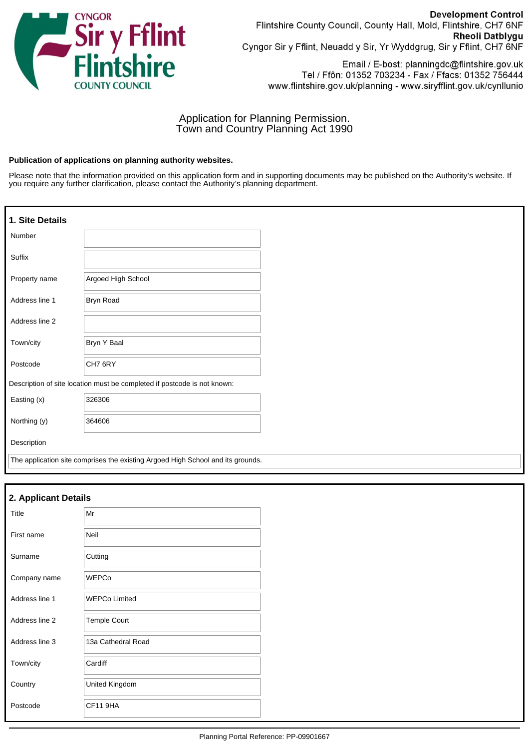**Development Control**
Flintshire County Council, County Hall, Mold, Flintshire, CH7 6NF
**Rheoli Datblygu**
Cyngor Sir y Fflint, Neuadd y Sir, Yr Wyddgrug, Sir y Fflint, CH7 6NF

Email / E-bost: planningdc@flintshire.gov.uk
Tel / Ffôn: 01352 703234 - Fax / Ffacs: 01352 756444
www.flintshire.gov.uk/planning - www.siryfflint.gov.uk/cynllunio

# Application for Planning Permission.
# Town and Country Planning Act 1990

**Publication of applications on planning authority websites.**

Please note that the information provided on this application form and in supporting documents may be published on the Authority's website. If you require any further clarification, please contact the Authority's planning department.

## 1. Site Details

| | |
|---|---|
| Number | |
| Suffix | |
| Property name | Argoed High School |
| Address line 1 | Bryn Road |
| Address line 2 | |
| Town/city | Bryn Y Baal |
| Postcode | CH7 6RY |

Description of site location must be completed if postcode is not known:

| | |
|---|---|
| Easting (x) | 326306 |
| Northing (y) | 364606 |

Description

The application site comprises the existing Argoed High School and its grounds.

## 2. Applicant Details

| | |
|---|---|
| Title | Mr |
| First name | Neil |
| Surname | Cutting |
| Company name | WEPCo |
| Address line 1 | WEPCo Limited |
| Address line 2 | Temple Court |
| Address line 3 | 13a Cathedral Road |
| Town/city | Cardiff |
| Country | United Kingdom |
| Postcode | CF11 9HA |

Planning Portal Reference: PP-09901667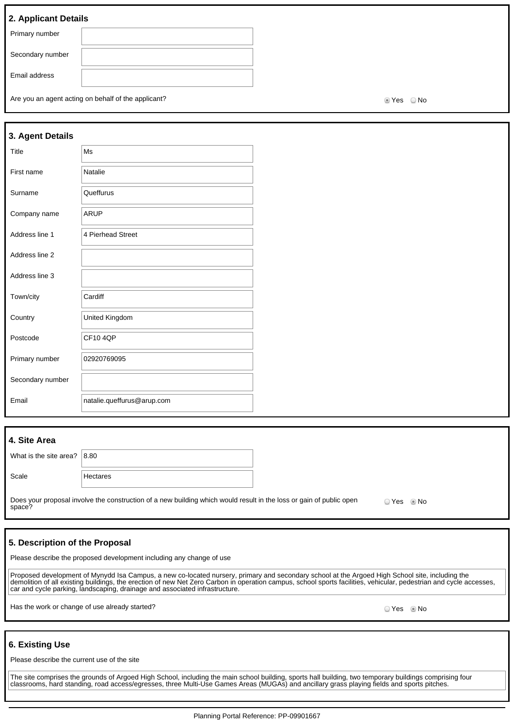## 2. Applicant Details

| | |
|---|---|
| Primary number | |
| Secondary number | |
| Email address | |

Are you an agent acting on behalf of the applicant? ◉ Yes ○ No

## 3. Agent Details

| | |
|---|---|
| Title | Ms |
| First name | Natalie |
| Surname | Queffurus |
| Company name | ARUP |
| Address line 1 | 4 Pierhead Street |
| Address line 2 | |
| Address line 3 | |
| Town/city | Cardiff |
| Country | United Kingdom |
| Postcode | CF10 4QP |
| Primary number | 02920769095 |
| Secondary number | |
| Email | natalie.queffurus@arup.com |

## 4. Site Area

| | |
|---|---|
| What is the site area? | 8.80 |
| Scale | Hectares |

Does your proposal involve the construction of a new building which would result in the loss or gain of public open space? ○ Yes ◉ No

## 5. Description of the Proposal

Please describe the proposed development including any change of use

Proposed development of Mynydd Isa Campus, a new co-located nursery, primary and secondary school at the Argoed High School site, including the demolition of all existing buildings, the erection of new Net Zero Carbon in operation campus, school sports facilities, vehicular, pedestrian and cycle accesses, car and cycle parking, landscaping, drainage and associated infrastructure.

Has the work or change of use already started? ○ Yes ◉ No

## 6. Existing Use

Please describe the current use of the site

The site comprises the grounds of Argoed High School, including the main school building, sports hall building, two temporary buildings comprising four classrooms, hard standing, road access/egresses, three Multi-Use Games Areas (MUGAs) and ancillary grass playing fields and sports pitches.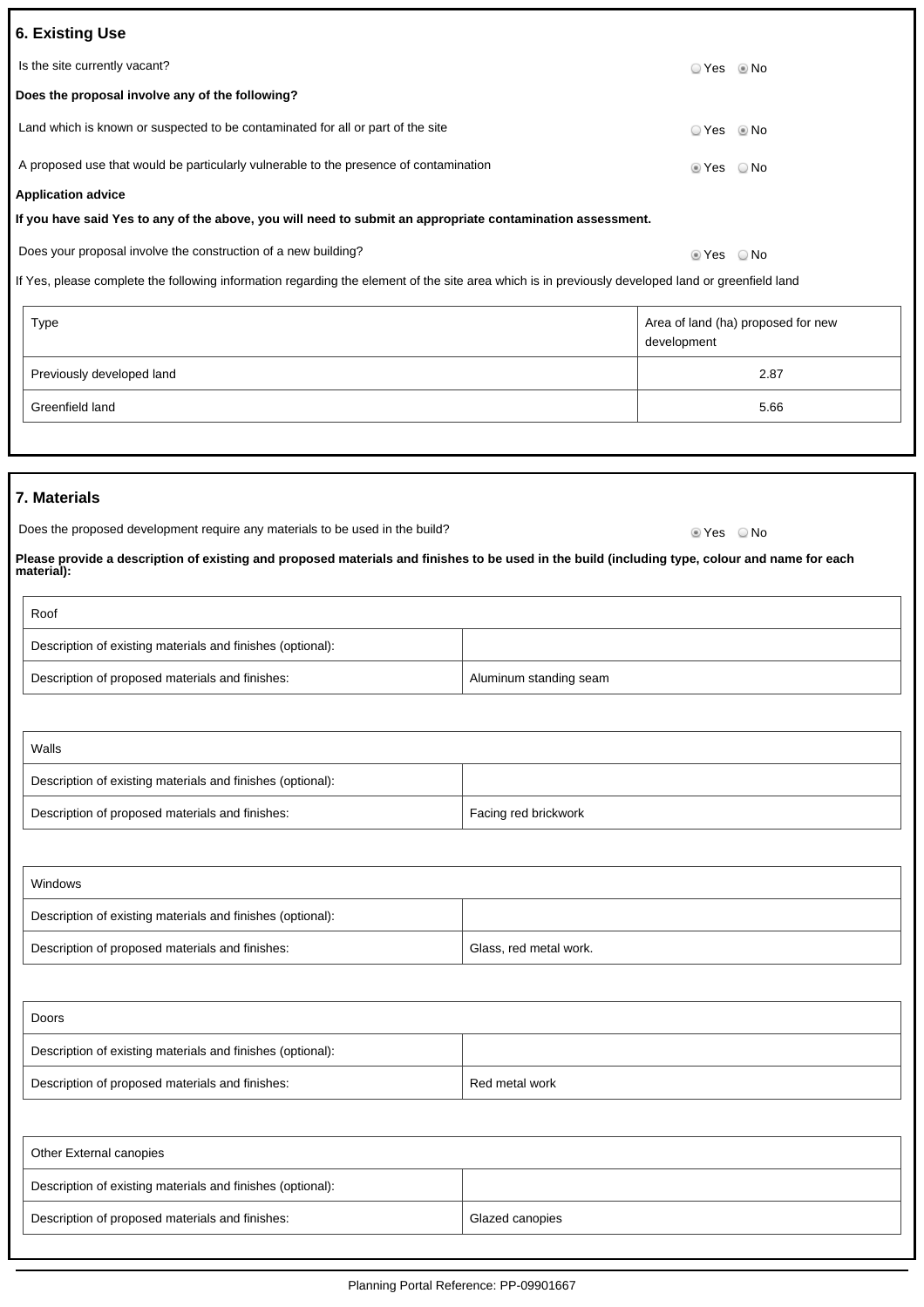## 6. Existing Use

Is the site currently vacant? ○ Yes ◉ No

**Does the proposal involve any of the following?**

Land which is known or suspected to be contaminated for all or part of the site ○ Yes ◉ No

A proposed use that would be particularly vulnerable to the presence of contamination ◉ Yes ○ No

**Application advice**

**If you have said Yes to any of the above, you will need to submit an appropriate contamination assessment.**

Does your proposal involve the construction of a new building? ◉ Yes ○ No

If Yes, please complete the following information regarding the element of the site area which is in previously developed land or greenfield land

| Type | Area of land (ha) proposed for new development |
|---|---|
| Previously developed land | 2.87 |
| Greenfield land | 5.66 |

## 7. Materials

Does the proposed development require any materials to be used in the build? ◉ Yes ○ No

**Please provide a description of existing and proposed materials and finishes to be used in the build (including type, colour and name for each material):**

| Roof | |
|---|---|
| Description of existing materials and finishes (optional): | |
| Description of proposed materials and finishes: | Aluminum standing seam |

| Walls | |
|---|---|
| Description of existing materials and finishes (optional): | |
| Description of proposed materials and finishes: | Facing red brickwork |

| Windows | |
|---|---|
| Description of existing materials and finishes (optional): | |
| Description of proposed materials and finishes: | Glass, red metal work. |

| Doors | |
|---|---|
| Description of existing materials and finishes (optional): | |
| Description of proposed materials and finishes: | Red metal work |

| Other External canopies | |
|---|---|
| Description of existing materials and finishes (optional): | |
| Description of proposed materials and finishes: | Glazed canopies |

Planning Portal Reference: PP-09901667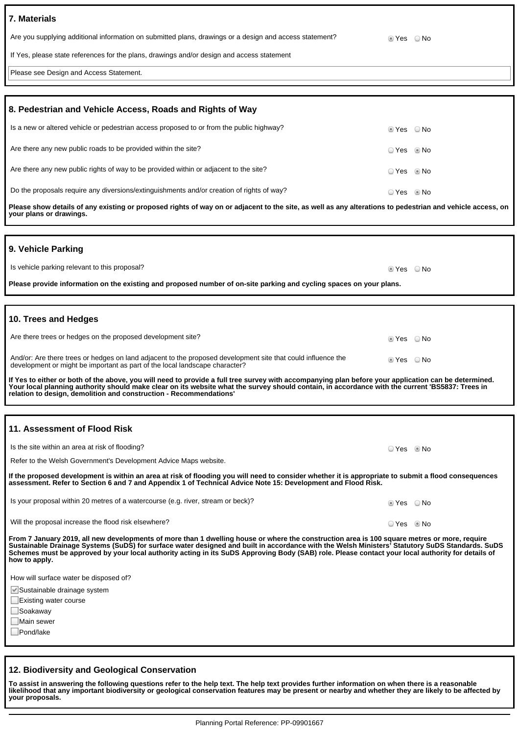## 7. Materials

Are you supplying additional information on submitted plans, drawings or a design and access statement? ◉ Yes ○ No

If Yes, please state references for the plans, drawings and/or design and access statement

Please see Design and Access Statement.

## 8. Pedestrian and Vehicle Access, Roads and Rights of Way

Is a new or altered vehicle or pedestrian access proposed to or from the public highway? ◉ Yes ○ No

Are there any new public roads to be provided within the site? ○ Yes ◉ No

Are there any new public rights of way to be provided within or adjacent to the site? ○ Yes ◉ No

Do the proposals require any diversions/extinguishments and/or creation of rights of way? ○ Yes ◉ No

**Please show details of any existing or proposed rights of way on or adjacent to the site, as well as any alterations to pedestrian and vehicle access, on your plans or drawings.**

## 9. Vehicle Parking

Is vehicle parking relevant to this proposal? ◉ Yes ○ No

**Please provide information on the existing and proposed number of on-site parking and cycling spaces on your plans.**

## 10. Trees and Hedges

Are there trees or hedges on the proposed development site? ◉ Yes ○ No

And/or: Are there trees or hedges on land adjacent to the proposed development site that could influence the development or might be important as part of the local landscape character? ◉ Yes ○ No

**If Yes to either or both of the above, you will need to provide a full tree survey with accompanying plan before your application can be determined. Your local planning authority should make clear on its website what the survey should contain, in accordance with the current 'BS5837: Trees in relation to design, demolition and construction - Recommendations'**

## 11. Assessment of Flood Risk

Is the site within an area at risk of flooding? ○ Yes ◉ No

Refer to the Welsh Government's Development Advice Maps website.

**If the proposed development is within an area at risk of flooding you will need to consider whether it is appropriate to submit a flood consequences assessment. Refer to Section 6 and 7 and Appendix 1 of Technical Advice Note 15: Development and Flood Risk.**

Is your proposal within 20 metres of a watercourse (e.g. river, stream or beck)? ◉ Yes ○ No

Will the proposal increase the flood risk elsewhere? ○ Yes ◉ No

**From 7 January 2019, all new developments of more than 1 dwelling house or where the construction area is 100 square metres or more, require Sustainable Drainage Systems (SuDS) for surface water designed and built in accordance with the Welsh Ministers' Statutory SuDS Standards. SuDS Schemes must be approved by your local authority acting in its SuDS Approving Body (SAB) role. Please contact your local authority for details of how to apply.**

How will surface water be disposed of?

- [x] Sustainable drainage system
- [ ] Existing water course
- [ ] Soakaway
- [ ] Main sewer
- [ ] Pond/lake

## 12. Biodiversity and Geological Conservation

**To assist in answering the following questions refer to the help text. The help text provides further information on when there is a reasonable likelihood that any important biodiversity or geological conservation features may be present or nearby and whether they are likely to be affected by your proposals.**

Planning Portal Reference: PP-09901667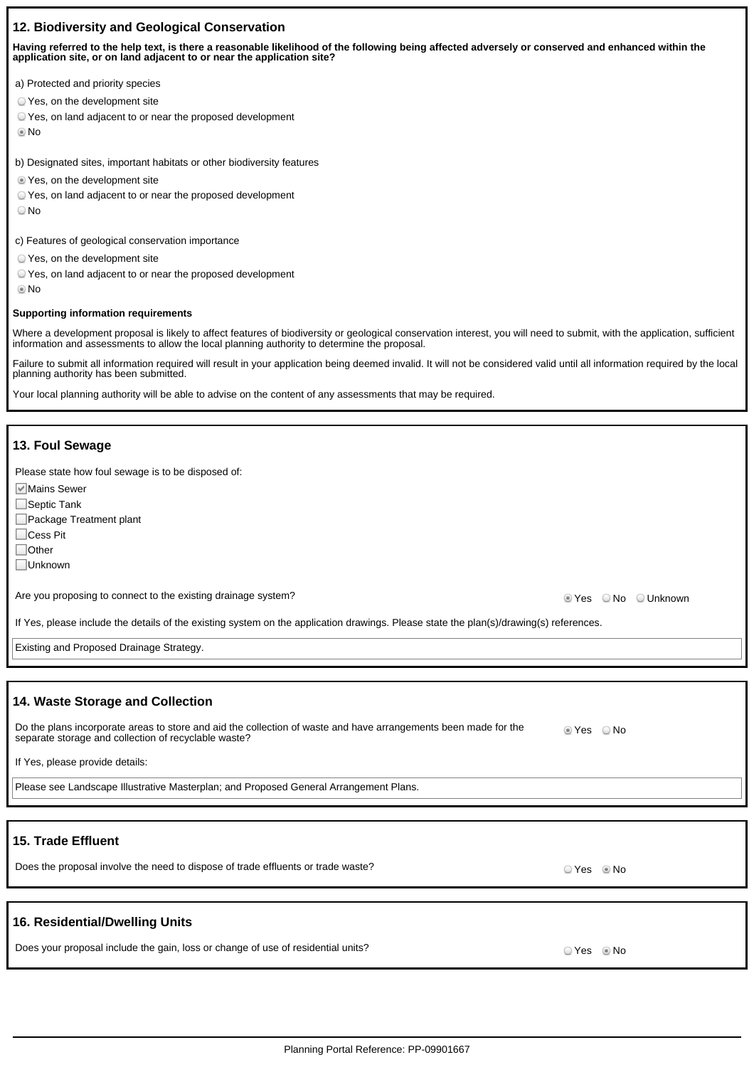## 12. Biodiversity and Geological Conservation

**Having referred to the help text, is there a reasonable likelihood of the following being affected adversely or conserved and enhanced within the application site, or on land adjacent to or near the application site?**

a) Protected and priority species

- ○ Yes, on the development site
- ○ Yes, on land adjacent to or near the proposed development
- ● No

b) Designated sites, important habitats or other biodiversity features

- ● Yes, on the development site
- ○ Yes, on land adjacent to or near the proposed development
- ○ No

c) Features of geological conservation importance

- ○ Yes, on the development site
- ○ Yes, on land adjacent to or near the proposed development
- ● No

**Supporting information requirements**

Where a development proposal is likely to affect features of biodiversity or geological conservation interest, you will need to submit, with the application, sufficient information and assessments to allow the local planning authority to determine the proposal.

Failure to submit all information required will result in your application being deemed invalid. It will not be considered valid until all information required by the local planning authority has been submitted.

Your local planning authority will be able to advise on the content of any assessments that may be required.

## 13. Foul Sewage

Please state how foul sewage is to be disposed of:

- [x] Mains Sewer
- [ ] Septic Tank
- [ ] Package Treatment plant
- [ ] Cess Pit
- [ ] Other
- [ ] Unknown

Are you proposing to connect to the existing drainage system? ● Yes ○ No ○ Unknown

If Yes, please include the details of the existing system on the application drawings. Please state the plan(s)/drawing(s) references.

Existing and Proposed Drainage Strategy.

## 14. Waste Storage and Collection

Do the plans incorporate areas to store and aid the collection of waste and have arrangements been made for the separate storage and collection of recyclable waste? ● Yes ○ No

If Yes, please provide details:

Please see Landscape Illustrative Masterplan; and Proposed General Arrangement Plans.

## 15. Trade Effluent

Does the proposal involve the need to dispose of trade effluents or trade waste? ○ Yes ● No

## 16. Residential/Dwelling Units

Does your proposal include the gain, loss or change of use of residential units? ○ Yes ● No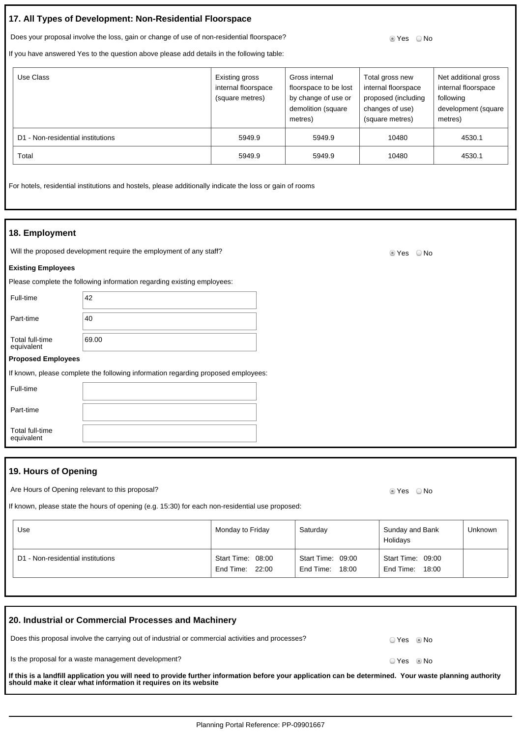## 17. All Types of Development: Non-Residential Floorspace

Does your proposal involve the loss, gain or change of use of non-residential floorspace? ◉ Yes ○ No

If you have answered Yes to the question above please add details in the following table:

| Use Class | Existing gross internal floorspace (square metres) | Gross internal floorspace to be lost by change of use or demolition (square metres) | Total gross new internal floorspace proposed (including changes of use) (square metres) | Net additional gross internal floorspace following development (square metres) |
|---|---|---|---|---|
| D1 - Non-residential institutions | 5949.9 | 5949.9 | 10480 | 4530.1 |
| Total | 5949.9 | 5949.9 | 10480 | 4530.1 |

For hotels, residential institutions and hostels, please additionally indicate the loss or gain of rooms

## 18. Employment

Will the proposed development require the employment of any staff? ◉ Yes ○ No

**Existing Employees**

Please complete the following information regarding existing employees:

| | |
|---|---|
| Full-time | 42 |
| Part-time | 40 |
| Total full-time equivalent | 69.00 |

**Proposed Employees**

If known, please complete the following information regarding proposed employees:

| | |
|---|---|
| Full-time | |
| Part-time | |
| Total full-time equivalent | |

## 19. Hours of Opening

Are Hours of Opening relevant to this proposal? ◉ Yes ○ No

If known, please state the hours of opening (e.g. 15:30) for each non-residential use proposed:

| Use | Monday to Friday | Saturday | Sunday and Bank Holidays | Unknown |
|---|---|---|---|---|
| D1 - Non-residential institutions | Start Time: 08:00 End Time: 22:00 | Start Time: 09:00 End Time: 18:00 | Start Time: 09:00 End Time: 18:00 | |

## 20. Industrial or Commercial Processes and Machinery

Does this proposal involve the carrying out of industrial or commercial activities and processes? ○ Yes ◉ No

Is the proposal for a waste management development? ○ Yes ◉ No

**If this is a landfill application you will need to provide further information before your application can be determined. Your waste planning authority should make it clear what information it requires on its website**

Planning Portal Reference: PP-09901667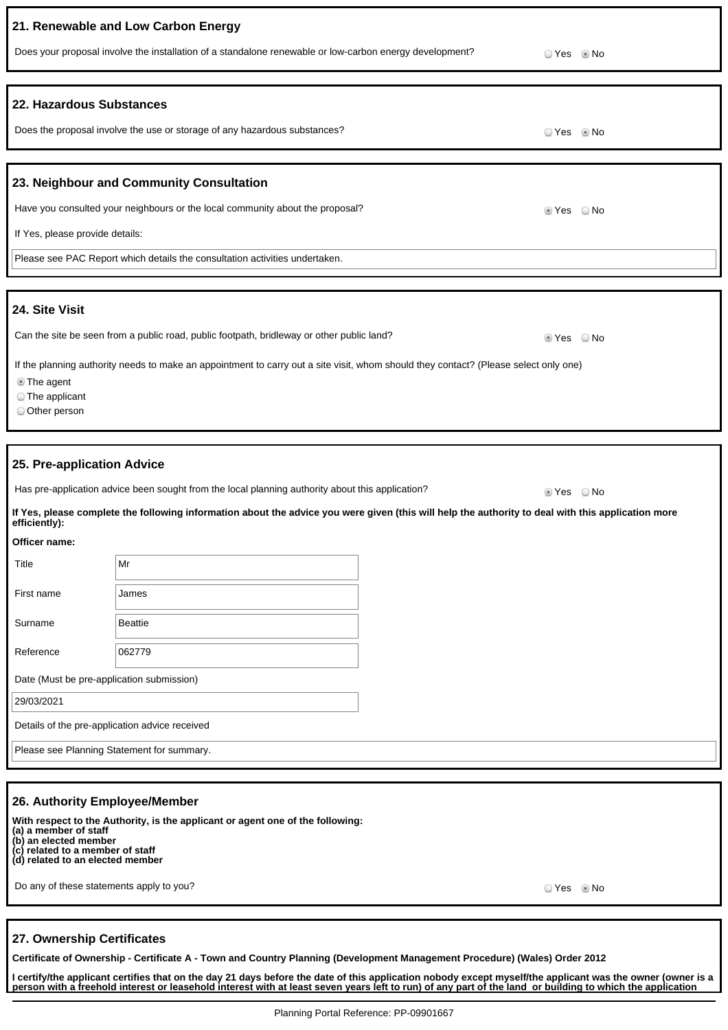## 21. Renewable and Low Carbon Energy

Does your proposal involve the installation of a standalone renewable or low-carbon energy development? ○ Yes ◉ No

## 22. Hazardous Substances

Does the proposal involve the use or storage of any hazardous substances? ○ Yes ◉ No

## 23. Neighbour and Community Consultation

Have you consulted your neighbours or the local community about the proposal? ◉ Yes ○ No

If Yes, please provide details:

Please see PAC Report which details the consultation activities undertaken.

## 24. Site Visit

Can the site be seen from a public road, public footpath, bridleway or other public land? ◉ Yes ○ No

If the planning authority needs to make an appointment to carry out a site visit, whom should they contact? (Please select only one)

◉ The agent
○ The applicant
○ Other person

## 25. Pre-application Advice

Has pre-application advice been sought from the local planning authority about this application? ◉ Yes ○ No

**If Yes, please complete the following information about the advice you were given (this will help the authority to deal with this application more efficiently):**

**Officer name:**

| | |
|---|---|
| Title | Mr |
| First name | James |
| Surname | Beattie |
| Reference | 062779 |

Date (Must be pre-application submission)

29/03/2021

Details of the pre-application advice received

Please see Planning Statement for summary.

## 26. Authority Employee/Member

**With respect to the Authority, is the applicant or agent one of the following:**
**(a) a member of staff**
**(b) an elected member**
**(c) related to a member of staff**
**(d) related to an elected member**

Do any of these statements apply to you? ○ Yes ◉ No

## 27. Ownership Certificates

**Certificate of Ownership - Certificate A - Town and Country Planning (Development Management Procedure) (Wales) Order 2012**

**I certify/the applicant certifies that on the day 21 days before the date of this application nobody except myself/the applicant was the owner (owner is a person with a freehold interest or leasehold interest with at least seven years left to run) of any part of the land or building to which the application**

Planning Portal Reference: PP-09901667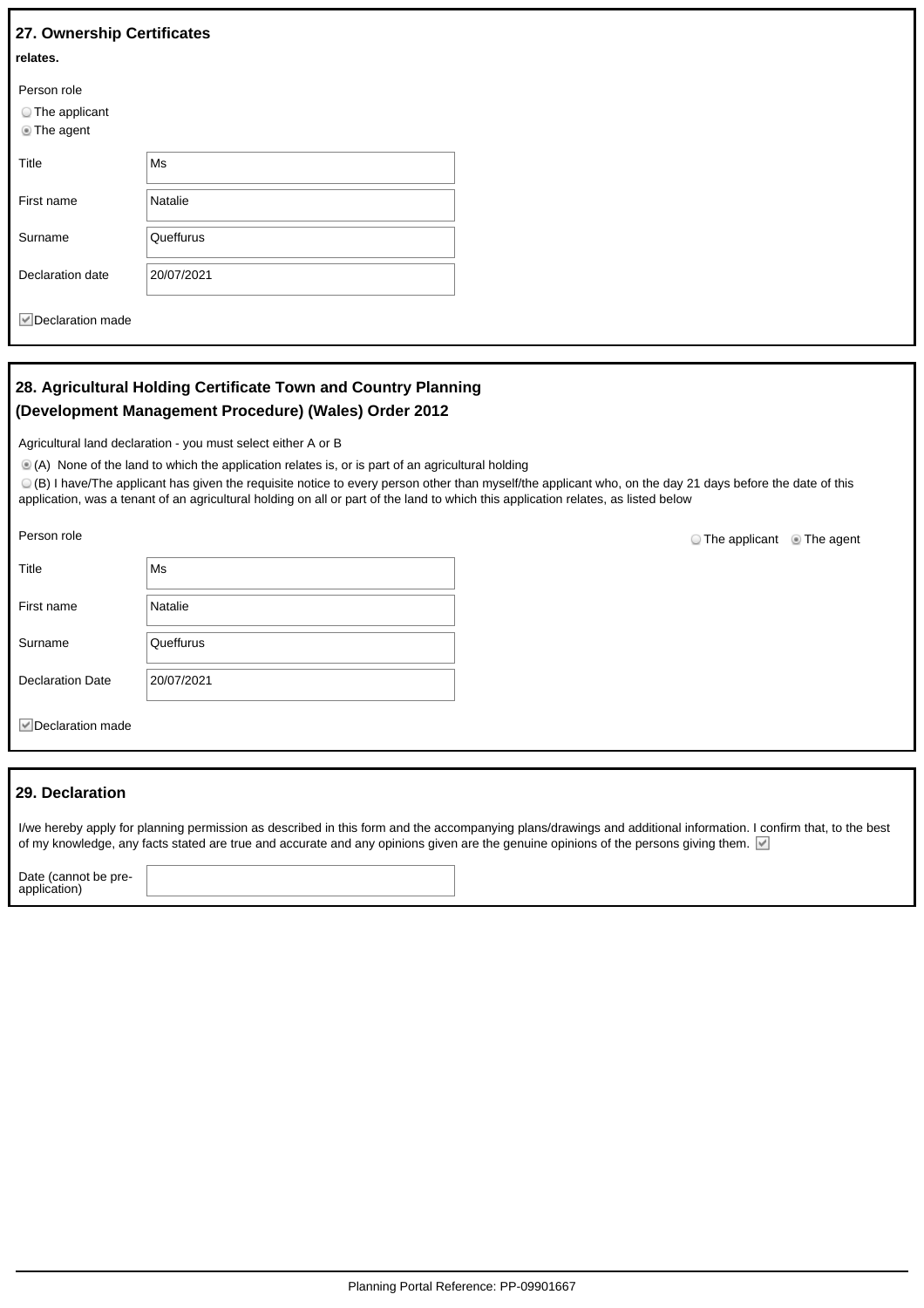## 27. Ownership Certificates

**relates.**

Person role

- ○ The applicant
- ◉ The agent

| | |
|---|---|
| Title | Ms |
| First name | Natalie |
| Surname | Queffurus |
| Declaration date | 20/07/2021 |

☑ Declaration made

## 28. Agricultural Holding Certificate Town and Country Planning (Development Management Procedure) (Wales) Order 2012

Agricultural land declaration - you must select either A or B

◉ (A) None of the land to which the application relates is, or is part of an agricultural holding

○ (B) I have/The applicant has given the requisite notice to every person other than myself/the applicant who, on the day 21 days before the date of this application, was a tenant of an agricultural holding on all or part of the land to which this application relates, as listed below

Person role ○ The applicant ◉ The agent

| | |
|---|---|
| Title | Ms |
| First name | Natalie |
| Surname | Queffurus |
| Declaration Date | 20/07/2021 |

☑ Declaration made

## 29. Declaration

I/we hereby apply for planning permission as described in this form and the accompanying plans/drawings and additional information. I confirm that, to the best of my knowledge, any facts stated are true and accurate and any opinions given are the genuine opinions of the persons giving them. ☑

| | |
|---|---|
| Date (cannot be pre-application) | |

Planning Portal Reference: PP-09901667